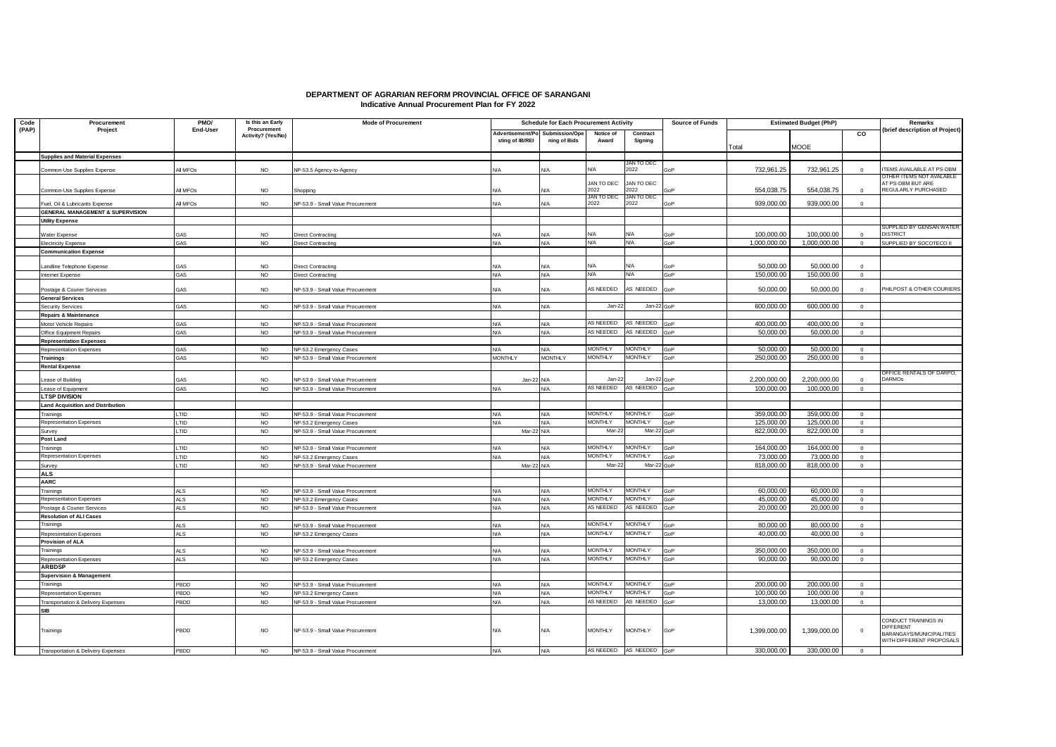# DEPARTMENT OF AGRARIAN REFORM PROVINCIAL OFFICE OF SARANGANI

## Indicative Annual Procurement Plan for FY 2022

| Code (PAP) | Procurement Project | PMO/ End-User | Is this an Early Procurement Activity? (Yes/No) | Mode of Procurement | Schedule for Each Procurement Activity | | | | Source of Funds | Estimated Budget (PhP) | | | Remarks (brief description of Project) |
|---|---|---|---|---|---|---|---|---|---|---|---|---|---|
| | | | | | Advertisement/Posting of IB/REI | Submission/Opening of Bids | Notice of Award | Contract Signing | | Total | MOOE | CO | |
| | **Supplies and Material Expenses** | | | | | | | | | | | | |
| | Common-Use Supplies Expense | All MFOs | NO | NP-53.5 Agency-to-Agency | N/A | N/A | N/A | JAN TO DEC 2022 | GoP | 732,961.25 | 732,961.25 | 0 | ITEMS AVAILABLE AT PS-DBM |
| | Common-Use Supplies Expense | All MFOs | NO | Shopping | N/A | N/A | JAN TO DEC 2022 | JAN TO DEC 2022 | GoP | 554,038.75 | 554,038.75 | 0 | OTHER ITEMS NOT AVALABLE AT PS-DBM BUT ARE REGULARLY PURCHASED |
| | Fuel, Oil & Lubricants Expense | All MFOs | NO | NP-53.9 - Small Value Procurement | N/A | N/A | JAN TO DEC 2022 | JAN TO DEC 2022 | GoP | 939,000.00 | 939,000.00 | 0 | |
| | **GENERAL MANAGEMENT & SUPERVISION** | | | | | | | | | | | | |
| | **Utility Expense** | | | | | | | | | | | | |
| | Water Expense | GAS | NO | Direct Contracting | N/A | N/A | N/A | N/A | GoP | 100,000.00 | 100,000.00 | 0 | SUPPLIED BY GENSAN WATER DISTRICT |
| | Electricity Expense | GAS | NO | Direct Contracting | N/A | N/A | N/A | N/A | GoP | 1,000,000.00 | 1,000,000.00 | 0 | SUPPLIED BY SOCOTECO II |
| | **Communication Expense** | | | | | | | | | | | | |
| | Landline Telephone Expense | GAS | NO | Direct Contracting | N/A | N/A | N/A | N/A | GoP | 50,000.00 | 50,000.00 | 0 | |
| | Internet Expense | GAS | NO | Direct Contracting | N/A | N/A | N/A | N/A | GoP | 150,000.00 | 150,000.00 | 0 | |
| | Postage & Courier Services | GAS | NO | NP-53.9 - Small Value Procurement | N/A | N/A | AS NEEDED | AS NEEDED | GoP | 50,000.00 | 50,000.00 | 0 | PHILPOST & OTHER COURIERS |
| | **General Services** | | | | | | | | | | | | |
| | Security Services | GAS | NO | NP-53.9 - Small Value Procurement | N/A | N/A | Jan-22 | Jan-22 | GoP | 600,000.00 | 600,000.00 | 0 | |
| | **Repairs & Maintenance** | | | | | | | | | | | | |
| | Motor Vehicle Repairs | GAS | NO | NP-53.9 - Small Value Procurement | N/A | N/A | AS NEEDED | AS NEEDED | GoP | 400,000.00 | 400,000.00 | 0 | |
| | Office Equipment Repairs | GAS | NO | NP-53.9 - Small Value Procurement | N/A | N/A | AS NEEDED | AS NEEDED | GoP | 50,000.00 | 50,000.00 | 0 | |
| | **Representation Expenses** | | | | | | | | | | | | |
| | Representation Expenses | GAS | NO | NP-53.2 Emergency Cases | N/A | N/A | MONTHLY | MONTHLY | GoP | 50,000.00 | 50,000.00 | 0 | |
| | **Trainings** | GAS | NO | NP-53.9 - Small Value Procurement | MONTHLY | MONTHLY | MONTHLY | MONTHLY | GoP | 250,000.00 | 250,000.00 | 0 | |
| | **Rental Expense** | | | | | | | | | | | | |
| | Lease of Building | GAS | NO | NP-53.9 - Small Value Procurement | Jan-22 | N/A | Jan-22 | Jan-22 | GoP | 2,200,000.00 | 2,200,000.00 | 0 | OFFICE RENTALS OF DARPO, DARMOs |
| | Lease of Equipment | GAS | NO | NP-53.9 - Small Value Procurement | N/A | N/A | AS NEEDED | AS NEEDED | GoP | 100,000.00 | 100,000.00 | 0 | |
| | **LTSP DIVISION** | | | | | | | | | | | | |
| | **Land Acquisition and Distribution** | | | | | | | | | | | | |
| | Trainings | LTID | NO | NP-53.9 - Small Value Procurement | N/A | N/A | MONTHLY | MONTHLY | GoP | 359,000.00 | 359,000.00 | 0 | |
| | Representation Expenses | LTID | NO | NP-53.2 Emergency Cases | N/A | N/A | MONTHLY | MONTHLY | GoP | 125,000.00 | 125,000.00 | 0 | |
| | Survey | LTID | NO | NP-53.9 - Small Value Procurement | Mar-22 | N/A | Mar-22 | Mar-22 | GoP | 822,000.00 | 822,000.00 | 0 | |
| | **Post Land** | | | | | | | | | | | | |
| | Trainings | LTID | NO | NP-53.9 - Small Value Procurement | N/A | N/A | MONTHLY | MONTHLY | GoP | 164,000.00 | 164,000.00 | 0 | |
| | Representation Expenses | LTID | NO | NP-53.2 Emergency Cases | N/A | N/A | MONTHLY | MONTHLY | GoP | 73,000.00 | 73,000.00 | 0 | |
| | Survey | LTID | NO | NP-53.9 - Small Value Procurement | Mar-22 | N/A | Mar-22 | Mar-22 | GoP | 818,000.00 | 818,000.00 | 0 | |
| | **ALS** | | | | | | | | | | | | |
| | **AARC** | | | | | | | | | | | | |
| | Trainings | ALS | NO | NP-53.9 - Small Value Procurement | N/A | N/A | MONTHLY | MONTHLY | GoP | 60,000.00 | 60,000.00 | 0 | |
| | Representation Expenses | ALS | NO | NP-53.2 Emergency Cases | N/A | N/A | MONTHLY | MONTHLY | GoP | 45,000.00 | 45,000.00 | 0 | |
| | Postage & Courier Services | ALS | NO | NP-53.9 - Small Value Procurement | N/A | N/A | AS NEEDED | AS NEEDED | GoP | 20,000.00 | 20,000.00 | 0 | |
| | **Resolution of ALI Cases** | | | | | | | | | | | | |
| | Trainings | ALS | NO | NP-53.9 - Small Value Procurement | N/A | N/A | MONTHLY | MONTHLY | GoP | 80,000.00 | 80,000.00 | 0 | |
| | Representation Expenses | ALS | NO | NP-53.2 Emergency Cases | N/A | N/A | MONTHLY | MONTHLY | GoP | 40,000.00 | 40,000.00 | 0 | |
| | **Provision of ALA** | | | | | | | | | | | | |
| | Trainings | ALS | NO | NP-53.9 - Small Value Procurement | N/A | N/A | MONTHLY | MONTHLY | GoP | 350,000.00 | 350,000.00 | 0 | |
| | Representation Expenses | ALS | NO | NP-53.2 Emergency Cases | N/A | N/A | MONTHLY | MONTHLY | GoP | 90,000.00 | 90,000.00 | 0 | |
| | **ARBDSP** | | | | | | | | | | | | |
| | **Supervision & Management** | | | | | | | | | | | | |
| | Trainings | PBDD | NO | NP-53.9 - Small Value Procurement | N/A | N/A | MONTHLY | MONTHLY | GoP | 200,000.00 | 200,000.00 | 0 | |
| | Representation Expenses | PBDD | NO | NP-53.2 Emergency Cases | N/A | N/A | MONTHLY | MONTHLY | GoP | 100,000.00 | 100,000.00 | 0 | |
| | Transportation & Delivery Expenses | PBDD | NO | NP-53.9 - Small Value Procurement | N/A | N/A | AS NEEDED | AS NEEDED | GoP | 13,000.00 | 13,000.00 | 0 | |
| | **SIB** | | | | | | | | | | | | |
| | Trainings | PBDD | NO | NP-53.9 - Small Value Procurement | N/A | N/A | MONTHLY | MONTHLY | GoP | 1,399,000.00 | 1,399,000.00 | 0 | CONDUCT TRAININGS IN DIFFERENT BARANGAYS/MUNICIPALITIES WITH DIFFERENT PROPOSALS |
| | Transportation & Delivery Expenses | PBDD | NO | NP-53.9 - Small Value Procurement | N/A | N/A | AS NEEDED | AS NEEDED | GoP | 330,000.00 | 330,000.00 | 0 | |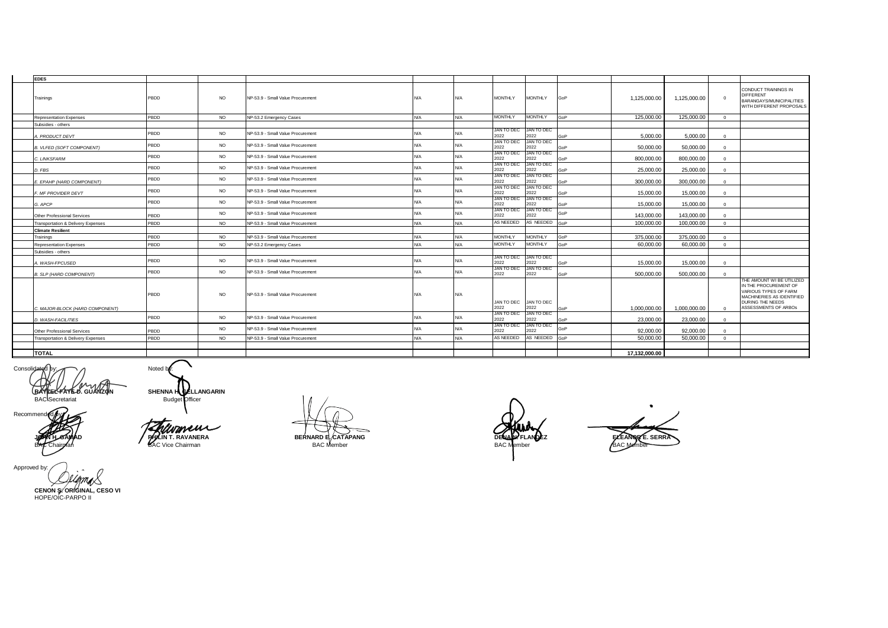| | | | | | | | | | | | | |
|---|---|---|---|---|---|---|---|---|---|---|---|---|
| **EDES** | | | | | | | | | | | | |
| Trainings | PBDD | NO | NP-53.9 - Small Value Procurement | N/A | N/A | MONTHLY | MONTHLY | GoP | 1,125,000.00 | 1,125,000.00 | 0 | CONDUCT TRAININGS IN DIFFERENT BARANGAYS/MUNICIPALITIES WITH DIFFERENT PROPOSALS |
| Representation Expenses | PBDD | NO | NP-53.2 Emergency Cases | N/A | N/A | MONTHLY | MONTHLY | GoP | 125,000.00 | 125,000.00 | 0 | |
| Subsidies - others | | | | | | | | | | | | |
| *A. PRODUCT DEVT* | PBDD | NO | NP-53.9 - Small Value Procurement | N/A | N/A | JAN TO DEC 2022 | JAN TO DEC 2022 | GoP | 5,000.00 | 5,000.00 | 0 | |
| *B. VLFED (SOFT COMPONENT)* | PBDD | NO | NP-53.9 - Small Value Procurement | N/A | N/A | JAN TO DEC 2022 | JAN TO DEC 2022 | GoP | 50,000.00 | 50,000.00 | 0 | |
| *C. LINKSFARM* | PBDD | NO | NP-53.9 - Small Value Procurement | N/A | N/A | JAN TO DEC 2022 | JAN TO DEC 2022 | GoP | 800,000.00 | 800,000.00 | 0 | |
| *D. FBS* | PBDD | NO | NP-53.9 - Small Value Procurement | N/A | N/A | JAN TO DEC 2022 | JAN TO DEC 2022 | GoP | 25,000.00 | 25,000.00 | 0 | |
| *E. EPAHP (HARD COMPONENT)* | PBDD | NO | NP-53.9 - Small Value Procurement | N/A | N/A | JAN TO DEC 2022 | JAN TO DEC 2022 | GoP | 300,000.00 | 300,000.00 | 0 | |
| *F. MF PROVIDER DEVT* | PBDD | NO | NP-53.9 - Small Value Procurement | N/A | N/A | JAN TO DEC 2022 | JAN TO DEC 2022 | GoP | 15,000.00 | 15,000.00 | 0 | |
| *G. APCP* | PBDD | NO | NP-53.9 - Small Value Procurement | N/A | N/A | JAN TO DEC 2022 | JAN TO DEC 2022 | GoP | 15,000.00 | 15,000.00 | 0 | |
| Other Professional Services | PBDD | NO | NP-53.9 - Small Value Procurement | N/A | N/A | JAN TO DEC 2022 | JAN TO DEC 2022 | GoP | 143,000.00 | 143,000.00 | 0 | |
| Transportation & Delivery Expenses | PBDD | NO | NP-53.9 - Small Value Procurement | N/A | N/A | AS NEEDED | AS NEEDED | GoP | 100,000.00 | 100,000.00 | 0 | |
| **Climate Resilient** | | | | | | | | | | | | |
| Trainings | PBDD | NO | NP-53.9 - Small Value Procurement | N/A | N/A | MONTHLY | MONTHLY | GoP | 375,000.00 | 375,000.00 | 0 | |
| Representation Expenses | PBDD | NO | NP-53.2 Emergency Cases | N/A | N/A | MONTHLY | MONTHLY | GoP | 60,000.00 | 60,000.00 | 0 | |
| Subsidies - others | | | | | | | | | | | | |
| *A. WASH-FPCUSED* | PBDD | NO | NP-53.9 - Small Value Procurement | N/A | N/A | JAN TO DEC 2022 | JAN TO DEC 2022 | GoP | 15,000.00 | 15,000.00 | 0 | |
| *B. SLP (HARD COMPONENT)* | PBDD | NO | NP-53.9 - Small Value Procurement | N/A | N/A | JAN TO DEC 2022 | JAN TO DEC 2022 | GoP | 500,000.00 | 500,000.00 | 0 | |
| *C. MAJOR-BLOCK (HARD COMPONENT)* | PBDD | NO | NP-53.9 - Small Value Procurement | N/A | N/A | JAN TO DEC 2022 | JAN TO DEC 2022 | GoP | 1,000,000.00 | 1,000,000.00 | 0 | THE AMOUNT WI BE UTILIZED IN THE PROCUREMENT OF VARIOUS TYPES OF FARM MACHINERIES AS IDENTIFIED DURING THE NEEDS ASSESSMENTS OF ARBOs |
| *D. WASH-FACILITIES* | PBDD | NO | NP-53.9 - Small Value Procurement | N/A | N/A | JAN TO DEC 2022 | JAN TO DEC 2022 | GoP | 23,000.00 | 23,000.00 | 0 | |
| Other Professional Services | PBDD | NO | NP-53.9 - Small Value Procurement | N/A | N/A | JAN TO DEC 2022 | JAN TO DEC 2022 | GoP | 92,000.00 | 92,000.00 | 0 | |
| Transportation & Delivery Expenses | PBDD | NO | NP-53.9 - Small Value Procurement | N/A | N/A | AS NEEDED | AS NEEDED | GoP | 50,000.00 | 50,000.00 | 0 | |
| | | | | | | | | | | | | |
| **TOTAL** | | | | | | | | | 17,132,000.00 | | | |

Consolidated by:

**RAYZEL FAYE D. GUANZON**
BAC Secretariat

Noted by:

**SHENNA H. BELLANGARIN**
Budget Officer

Recommended by:

**JOHN H. GAMAD**
BAC Chairman

**PHILIN T. RAVANERA**
BAC Vice Chairman

**BERNARD E. CATAPANG**
BAC Member

**DENNIS FLANDEZ**
BAC Member

**ELEANOR E. SERRA**
BAC Member

Approved by:

**CENON S. ORIGINAL, CESO VI**
HOPE/OIC-PARPO II